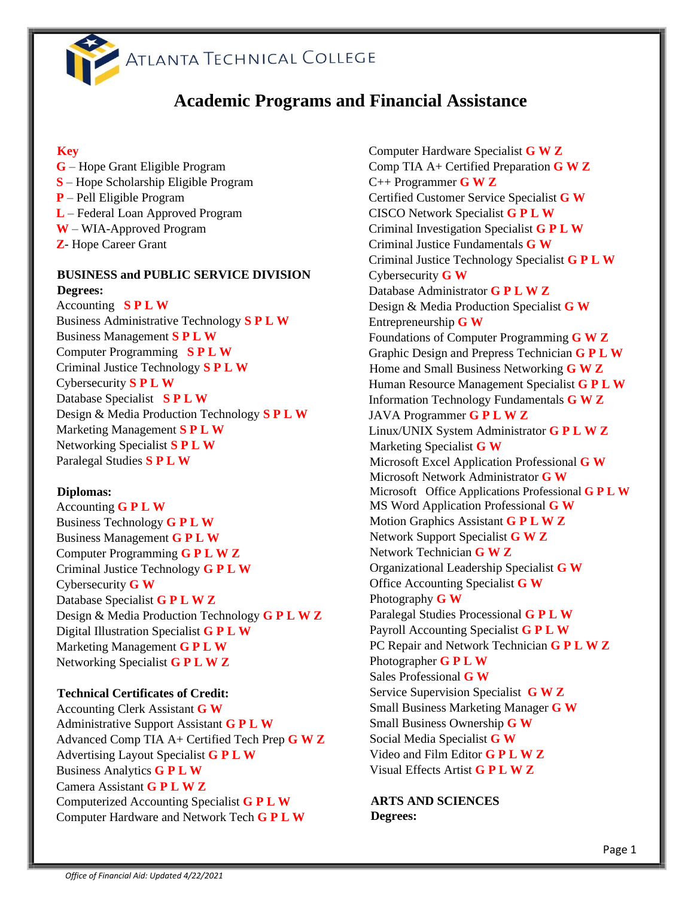ATLANTA TECHNICAL COLLEGE

# Academic Programs and Financial Assistance

**Key**
**G** – Hope Grant Eligible Program
**S** – Hope Scholarship Eligible Program
**P** – Pell Eligible Program
**L** – Federal Loan Approved Program
**W** – WIA-Approved Program
**Z**- Hope Career Grant

## BUSINESS and PUBLIC SERVICE DIVISION

**Degrees:**
Accounting **S P L W**
Business Administrative Technology **S P L W**
Business Management **S P L W**
Computer Programming **S P L W**
Criminal Justice Technology **S P L W**
Cybersecurity **S P L W**
Database Specialist **S P L W**
Design & Media Production Technology **S P L W**
Marketing Management **S P L W**
Networking Specialist **S P L W**
Paralegal Studies **S P L W**

**Diplomas:**
Accounting **G P L W**
Business Technology **G P L W**
Business Management **G P L W**
Computer Programming **G P L W Z**
Criminal Justice Technology **G P L W**
Cybersecurity **G W**
Database Specialist **G P L W Z**
Design & Media Production Technology **G P L W Z**
Digital Illustration Specialist **G P L W**
Marketing Management **G P L W**
Networking Specialist **G P L W Z**

**Technical Certificates of Credit:**
Accounting Clerk Assistant **G W**
Administrative Support Assistant **G P L W**
Advanced Comp TIA A+ Certified Tech Prep **G W Z**
Advertising Layout Specialist **G P L W**
Business Analytics **G P L W**
Camera Assistant **G P L W Z**
Computerized Accounting Specialist **G P L W**
Computer Hardware and Network Tech **G P L W**
Computer Hardware Specialist **G W Z**
Comp TIA A+ Certified Preparation **G W Z**
C++ Programmer **G W Z**
Certified Customer Service Specialist **G W**
CISCO Network Specialist **G P L W**
Criminal Investigation Specialist **G P L W**
Criminal Justice Fundamentals **G W**
Criminal Justice Technology Specialist **G P L W**
Cybersecurity **G W**
Database Administrator **G P L W Z**
Design & Media Production Specialist **G W**
Entrepreneurship **G W**
Foundations of Computer Programming **G W Z**
Graphic Design and Prepress Technician **G P L W**
Home and Small Business Networking **G W Z**
Human Resource Management Specialist **G P L W**
Information Technology Fundamentals **G W Z**
JAVA Programmer **G P L W Z**
Linux/UNIX System Administrator **G P L W Z**
Marketing Specialist **G W**
Microsoft Excel Application Professional **G W**
Microsoft Network Administrator **G W**
Microsoft Office Applications Professional **G P L W**
MS Word Application Professional **G W**
Motion Graphics Assistant **G P L W Z**
Network Support Specialist **G W Z**
Network Technician **G W Z**
Organizational Leadership Specialist **G W**
Office Accounting Specialist **G W**
Photography **G W**
Paralegal Studies Processional **G P L W**
Payroll Accounting Specialist **G P L W**
PC Repair and Network Technician **G P L W Z**
Photographer **G P L W**
Sales Professional **G W**
Service Supervision Specialist **G W Z**
Small Business Marketing Manager **G W**
Small Business Ownership **G W**
Social Media Specialist **G W**
Video and Film Editor **G P L W Z**
Visual Effects Artist **G P L W Z**

## ARTS AND SCIENCES

**Degrees:**

*Office of Financial Aid: Updated 4/22/2021*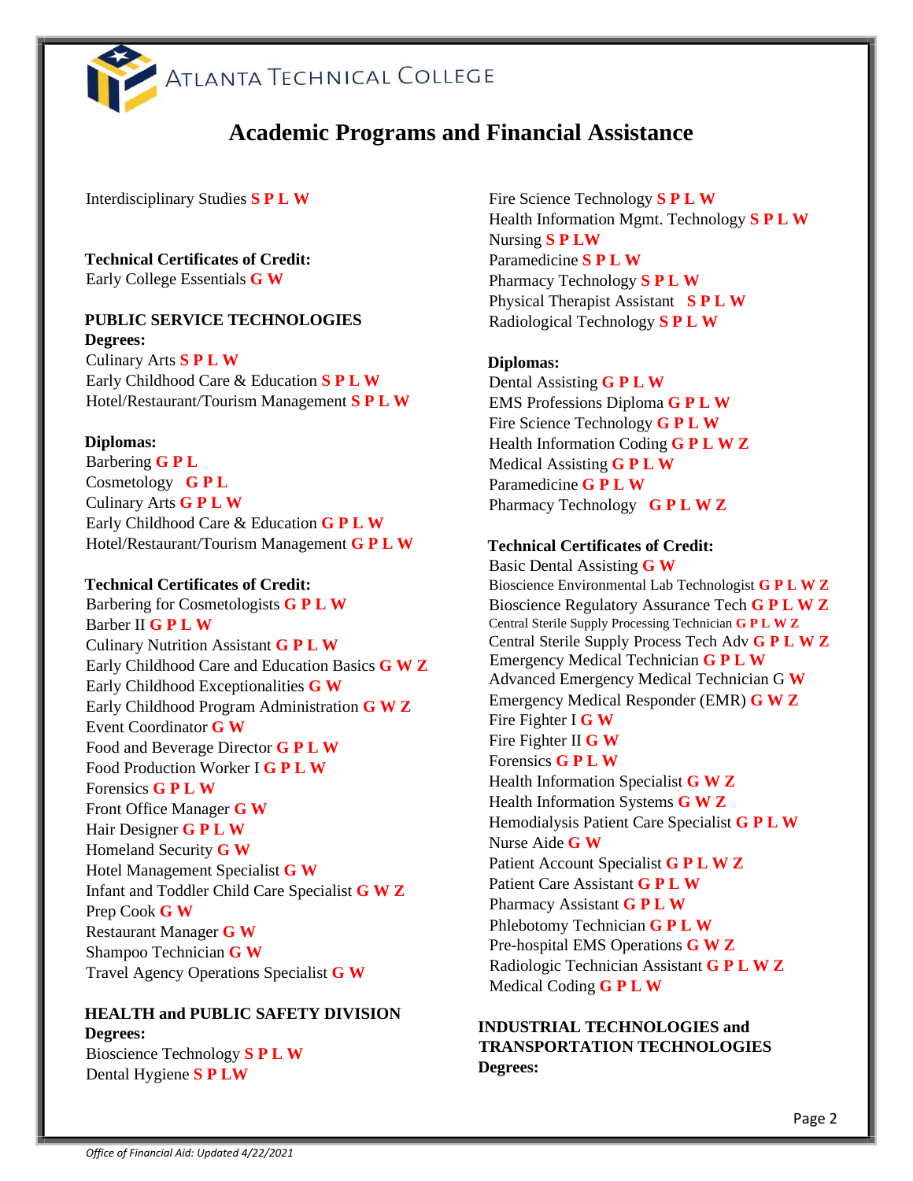# Academic Programs and Financial Assistance

Interdisciplinary Studies **S P L W**

**Technical Certificates of Credit:**

Early College Essentials **G W**

## PUBLIC SERVICE TECHNOLOGIES

**Degrees:**

Culinary Arts **S P L W**
Early Childhood Care & Education **S P L W**
Hotel/Restaurant/Tourism Management **S P L W**

**Diplomas:**

Barbering **G P L**
Cosmetology **G P L**
Culinary Arts **G P L W**
Early Childhood Care & Education **G P L W**
Hotel/Restaurant/Tourism Management **G P L W**

**Technical Certificates of Credit:**

Barbering for Cosmetologists **G P L W**
Barber II **G P L W**
Culinary Nutrition Assistant **G P L W**
Early Childhood Care and Education Basics **G W Z**
Early Childhood Exceptionalities **G W**
Early Childhood Program Administration **G W Z**
Event Coordinator **G W**
Food and Beverage Director **G P L W**
Food Production Worker I **G P L W**
Forensics **G P L W**
Front Office Manager **G W**
Hair Designer **G P L W**
Homeland Security **G W**
Hotel Management Specialist **G W**
Infant and Toddler Child Care Specialist **G W Z**
Prep Cook **G W**
Restaurant Manager **G W**
Shampoo Technician **G W**
Travel Agency Operations Specialist **G W**

## HEALTH and PUBLIC SAFETY DIVISION

**Degrees:**

Bioscience Technology **S P L W**
Dental Hygiene **S P LW**
Fire Science Technology **S P L W**
Health Information Mgmt. Technology **S P L W**
Nursing **S P LW**
Paramedicine **S P L W**
Pharmacy Technology **S P L W**
Physical Therapist Assistant **S P L W**
Radiological Technology **S P L W**

**Diplomas:**

Dental Assisting **G P L W**
EMS Professions Diploma **G P L W**
Fire Science Technology **G P L W**
Health Information Coding **G P L W Z**
Medical Assisting **G P L W**
Paramedicine **G P L W**
Pharmacy Technology **G P L W Z**

**Technical Certificates of Credit:**

Basic Dental Assisting **G W**
Bioscience Environmental Lab Technologist **G P L W Z**
Bioscience Regulatory Assurance Tech **G P L W Z**
Central Sterile Supply Processing Technician **G P L W Z**
Central Sterile Supply Process Tech Adv **G P L W Z**
Emergency Medical Technician **G P L W**
Advanced Emergency Medical Technician G **W**
Emergency Medical Responder (EMR) **G W Z**
Fire Fighter I **G W**
Fire Fighter II **G W**
Forensics **G P L W**
Health Information Specialist **G W Z**
Health Information Systems **G W Z**
Hemodialysis Patient Care Specialist **G P L W**
Nurse Aide **G W**
Patient Account Specialist **G P L W Z**
Patient Care Assistant **G P L W**
Pharmacy Assistant **G P L W**
Phlebotomy Technician **G P L W**
Pre-hospital EMS Operations **G W Z**
Radiologic Technician Assistant **G P L W Z**
Medical Coding **G P L W**

## INDUSTRIAL TECHNOLOGIES and TRANSPORTATION TECHNOLOGIES

**Degrees:**

*Office of Financial Aid: Updated 4/22/2021*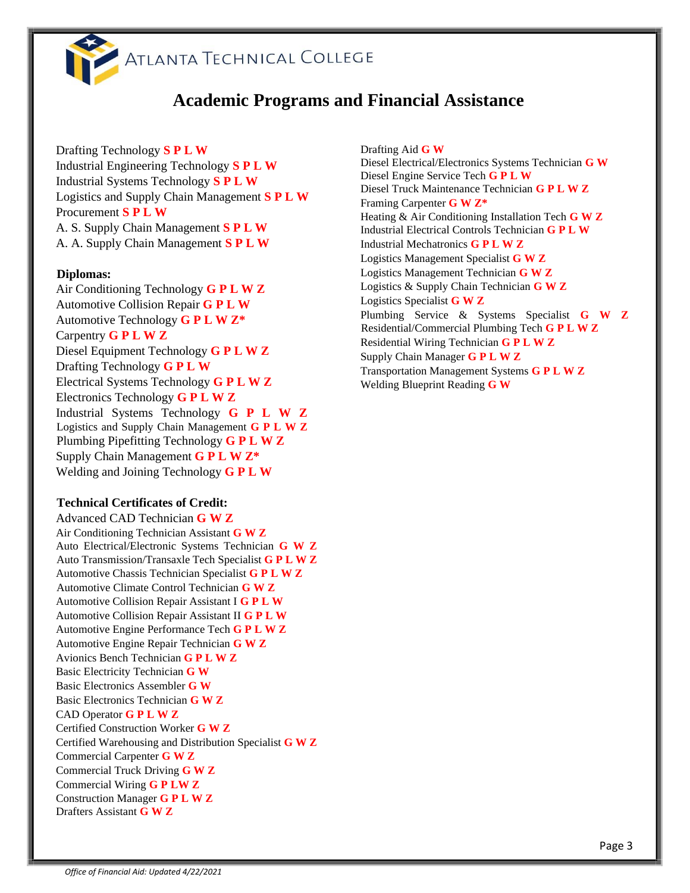# Atlanta Technical College

## Academic Programs and Financial Assistance

Drafting Technology **S P L W**
Industrial Engineering Technology **S P L W**
Industrial Systems Technology **S P L W**
Logistics and Supply Chain Management **S P L W**
Procurement **S P L W**
A. S. Supply Chain Management **S P L W**
A. A. Supply Chain Management **S P L W**

**Diplomas:**

Air Conditioning Technology **G P L W Z**
Automotive Collision Repair **G P L W**
Automotive Technology **G P L W Z***
Carpentry **G P L W Z**
Diesel Equipment Technology **G P L W Z**
Drafting Technology **G P L W**
Electrical Systems Technology **G P L W Z**
Electronics Technology **G P L W Z**
Industrial Systems Technology **G P L W Z**
Logistics and Supply Chain Management **G P L W Z**
Plumbing Pipefitting Technology **G P L W Z**
Supply Chain Management **G P L W Z***
Welding and Joining Technology **G P L W**

**Technical Certificates of Credit:**

Advanced CAD Technician **G W Z**
Air Conditioning Technician Assistant **G W Z**
Auto Electrical/Electronic Systems Technician **G W Z**
Auto Transmission/Transaxle Tech Specialist **G P L W Z**
Automotive Chassis Technician Specialist **G P L W Z**
Automotive Climate Control Technician **G W Z**
Automotive Collision Repair Assistant I **G P L W**
Automotive Collision Repair Assistant II **G P L W**
Automotive Engine Performance Tech **G P L W Z**
Automotive Engine Repair Technician **G W Z**
Avionics Bench Technician **G P L W Z**
Basic Electricity Technician **G W**
Basic Electronics Assembler **G W**
Basic Electronics Technician **G W Z**
CAD Operator **G P L W Z**
Certified Construction Worker **G W Z**
Certified Warehousing and Distribution Specialist **G W Z**
Commercial Carpenter **G W Z**
Commercial Truck Driving **G W Z**
Commercial Wiring **G P LW Z**
Construction Manager **G P L W Z**
Drafters Assistant **G W Z**
Drafting Aid **G W**
Diesel Electrical/Electronics Systems Technician **G W**
Diesel Engine Service Tech **G P L W**
Diesel Truck Maintenance Technician **G P L W Z**
Framing Carpenter **G W Z***
Heating & Air Conditioning Installation Tech **G W Z**
Industrial Electrical Controls Technician **G P L W**
Industrial Mechatronics **G P L W Z**
Logistics Management Specialist **G W Z**
Logistics Management Technician **G W Z**
Logistics & Supply Chain Technician **G W Z**
Logistics Specialist **G W Z**
Plumbing Service & Systems Specialist **G W Z**
Residential/Commercial Plumbing Tech **G P L W Z**
Residential Wiring Technician **G P L W Z**
Supply Chain Manager **G P L W Z**
Transportation Management Systems **G P L W Z**
Welding Blueprint Reading **G W**

*Office of Financial Aid: Updated 4/22/2021*